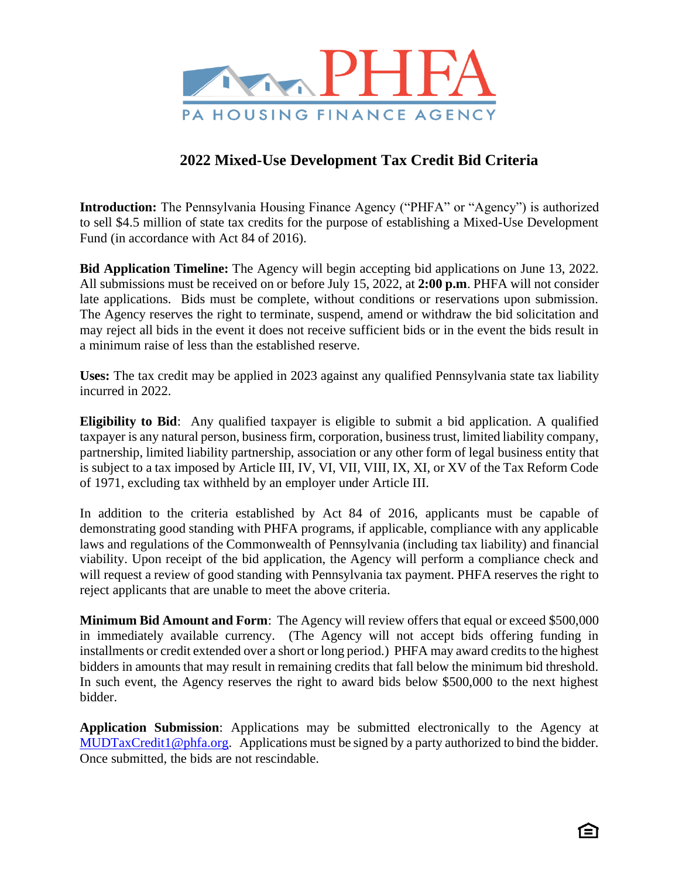PHFA

PA HOUSING FINANCE AGENCY

# 2022 Mixed-Use Development Tax Credit Bid Criteria

**Introduction:** The Pennsylvania Housing Finance Agency ("PHFA" or "Agency") is authorized to sell $4.5 million of state tax credits for the purpose of establishing a Mixed-Use Development Fund (in accordance with Act 84 of 2016).

**Bid Application Timeline:** The Agency will begin accepting bid applications on June 13, 2022. All submissions must be received on or before July 15, 2022, at **2:00 p.m**. PHFA will not consider late applications. Bids must be complete, without conditions or reservations upon submission. The Agency reserves the right to terminate, suspend, amend or withdraw the bid solicitation and may reject all bids in the event it does not receive sufficient bids or in the event the bids result in a minimum raise of less than the established reserve.

**Uses:** The tax credit may be applied in 2023 against any qualified Pennsylvania state tax liability incurred in 2022.

**Eligibility to Bid**: Any qualified taxpayer is eligible to submit a bid application. A qualified taxpayer is any natural person, business firm, corporation, business trust, limited liability company, partnership, limited liability partnership, association or any other form of legal business entity that is subject to a tax imposed by Article III, IV, VI, VII, VIII, IX, XI, or XV of the Tax Reform Code of 1971, excluding tax withheld by an employer under Article III.

In addition to the criteria established by Act 84 of 2016, applicants must be capable of demonstrating good standing with PHFA programs, if applicable, compliance with any applicable laws and regulations of the Commonwealth of Pennsylvania (including tax liability) and financial viability. Upon receipt of the bid application, the Agency will perform a compliance check and will request a review of good standing with Pennsylvania tax payment. PHFA reserves the right to reject applicants that are unable to meet the above criteria.

**Minimum Bid Amount and Form**: The Agency will review offers that equal or exceed $500,000 in immediately available currency. (The Agency will not accept bids offering funding in installments or credit extended over a short or long period.) PHFA may award credits to the highest bidders in amounts that may result in remaining credits that fall below the minimum bid threshold. In such event, the Agency reserves the right to award bids below $500,000 to the next highest bidder.

**Application Submission**: Applications may be submitted electronically to the Agency at [MUDTaxCredit1@phfa.org](mailto:MUDTaxCredit1@phfa.org). Applications must be signed by a party authorized to bind the bidder. Once submitted, the bids are not rescindable.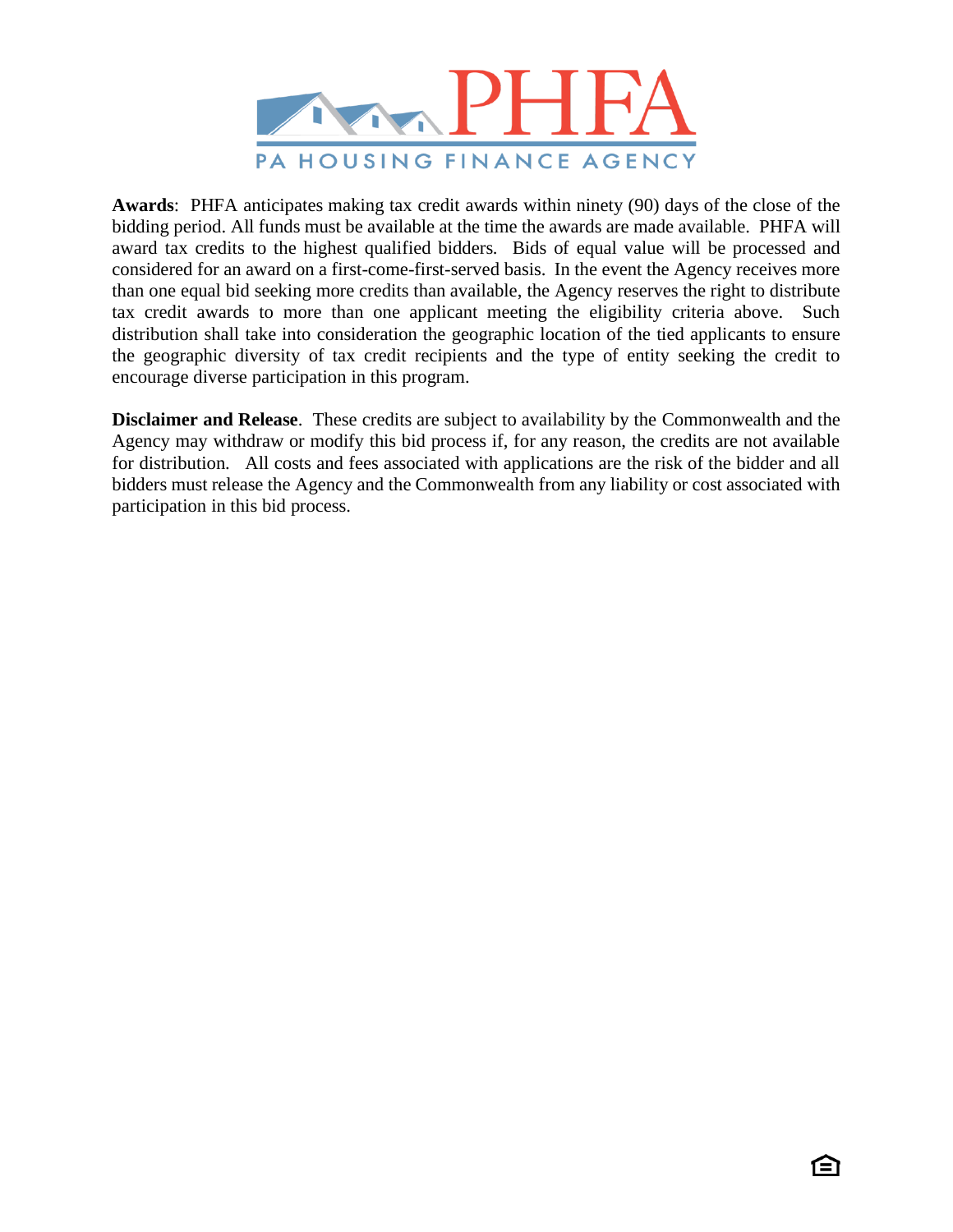**Awards**: PHFA anticipates making tax credit awards within ninety (90) days of the close of the bidding period. All funds must be available at the time the awards are made available. PHFA will award tax credits to the highest qualified bidders. Bids of equal value will be processed and considered for an award on a first-come-first-served basis. In the event the Agency receives more than one equal bid seeking more credits than available, the Agency reserves the right to distribute tax credit awards to more than one applicant meeting the eligibility criteria above. Such distribution shall take into consideration the geographic location of the tied applicants to ensure the geographic diversity of tax credit recipients and the type of entity seeking the credit to encourage diverse participation in this program.

**Disclaimer and Release**. These credits are subject to availability by the Commonwealth and the Agency may withdraw or modify this bid process if, for any reason, the credits are not available for distribution. All costs and fees associated with applications are the risk of the bidder and all bidders must release the Agency and the Commonwealth from any liability or cost associated with participation in this bid process.